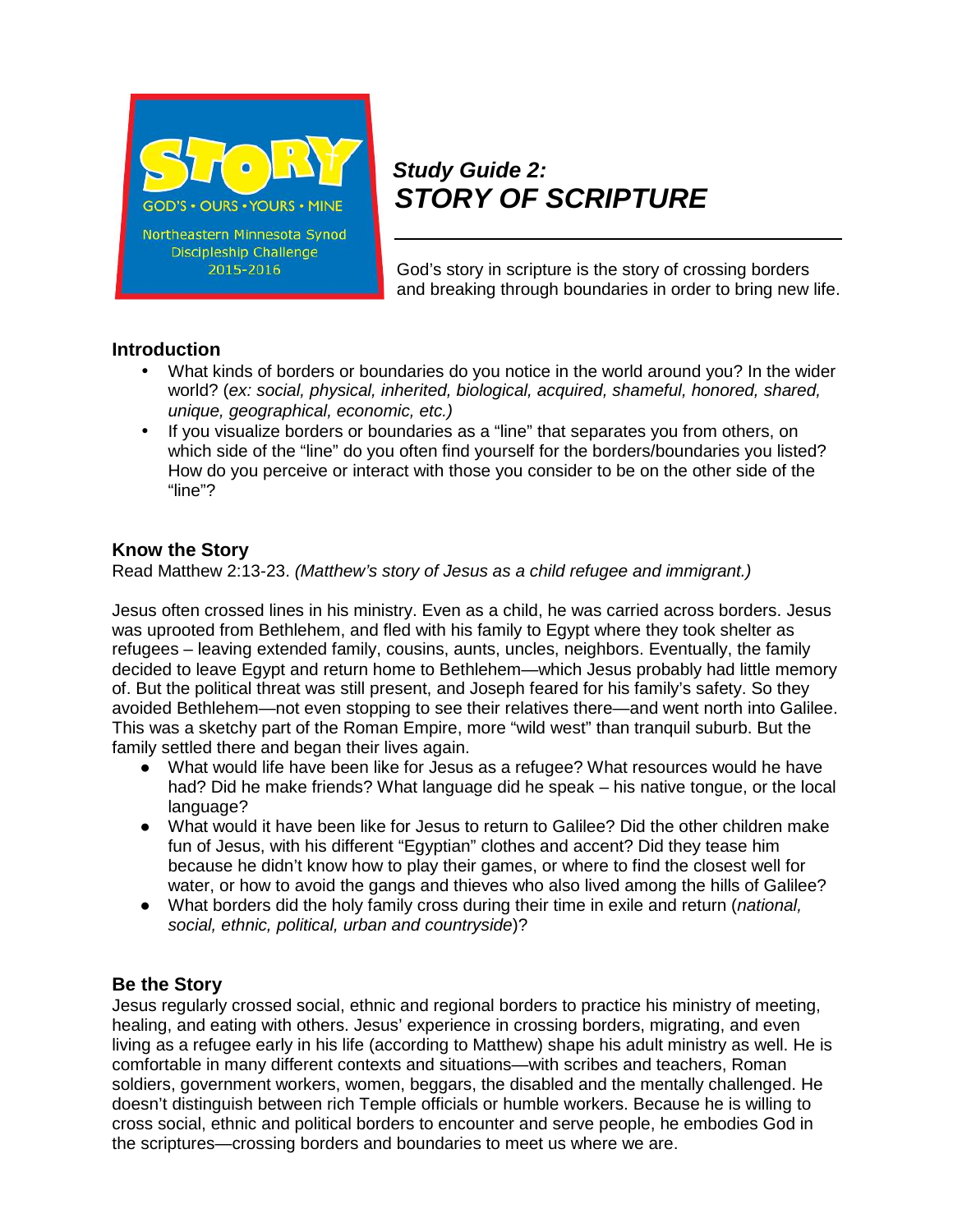STORY

GOD'S • OURS • YOURS • MINE

Northeastern Minnesota Synod
Discipleship Challenge
2015-2016

# *Study Guide 2: STORY OF SCRIPTURE*

God's story in scripture is the story of crossing borders and breaking through boundaries in order to bring new life.

## Introduction

- What kinds of borders or boundaries do you notice in the world around you? In the wider world? (*ex: social, physical, inherited, biological, acquired, shameful, honored, shared, unique, geographical, economic, etc.)*
- If you visualize borders or boundaries as a "line" that separates you from others, on which side of the "line" do you often find yourself for the borders/boundaries you listed? How do you perceive or interact with those you consider to be on the other side of the "line"?

## Know the Story

Read Matthew 2:13-23. *(Matthew's story of Jesus as a child refugee and immigrant.)*

Jesus often crossed lines in his ministry. Even as a child, he was carried across borders. Jesus was uprooted from Bethlehem, and fled with his family to Egypt where they took shelter as refugees – leaving extended family, cousins, aunts, uncles, neighbors. Eventually, the family decided to leave Egypt and return home to Bethlehem—which Jesus probably had little memory of. But the political threat was still present, and Joseph feared for his family's safety. So they avoided Bethlehem—not even stopping to see their relatives there—and went north into Galilee. This was a sketchy part of the Roman Empire, more "wild west" than tranquil suburb. But the family settled there and began their lives again.

- What would life have been like for Jesus as a refugee? What resources would he have had? Did he make friends? What language did he speak – his native tongue, or the local language?
- What would it have been like for Jesus to return to Galilee? Did the other children make fun of Jesus, with his different "Egyptian" clothes and accent? Did they tease him because he didn't know how to play their games, or where to find the closest well for water, or how to avoid the gangs and thieves who also lived among the hills of Galilee?
- What borders did the holy family cross during their time in exile and return (*national, social, ethnic, political, urban and countryside*)?

## Be the Story

Jesus regularly crossed social, ethnic and regional borders to practice his ministry of meeting, healing, and eating with others. Jesus' experience in crossing borders, migrating, and even living as a refugee early in his life (according to Matthew) shape his adult ministry as well. He is comfortable in many different contexts and situations—with scribes and teachers, Roman soldiers, government workers, women, beggars, the disabled and the mentally challenged. He doesn't distinguish between rich Temple officials or humble workers. Because he is willing to cross social, ethnic and political borders to encounter and serve people, he embodies God in the scriptures—crossing borders and boundaries to meet us where we are.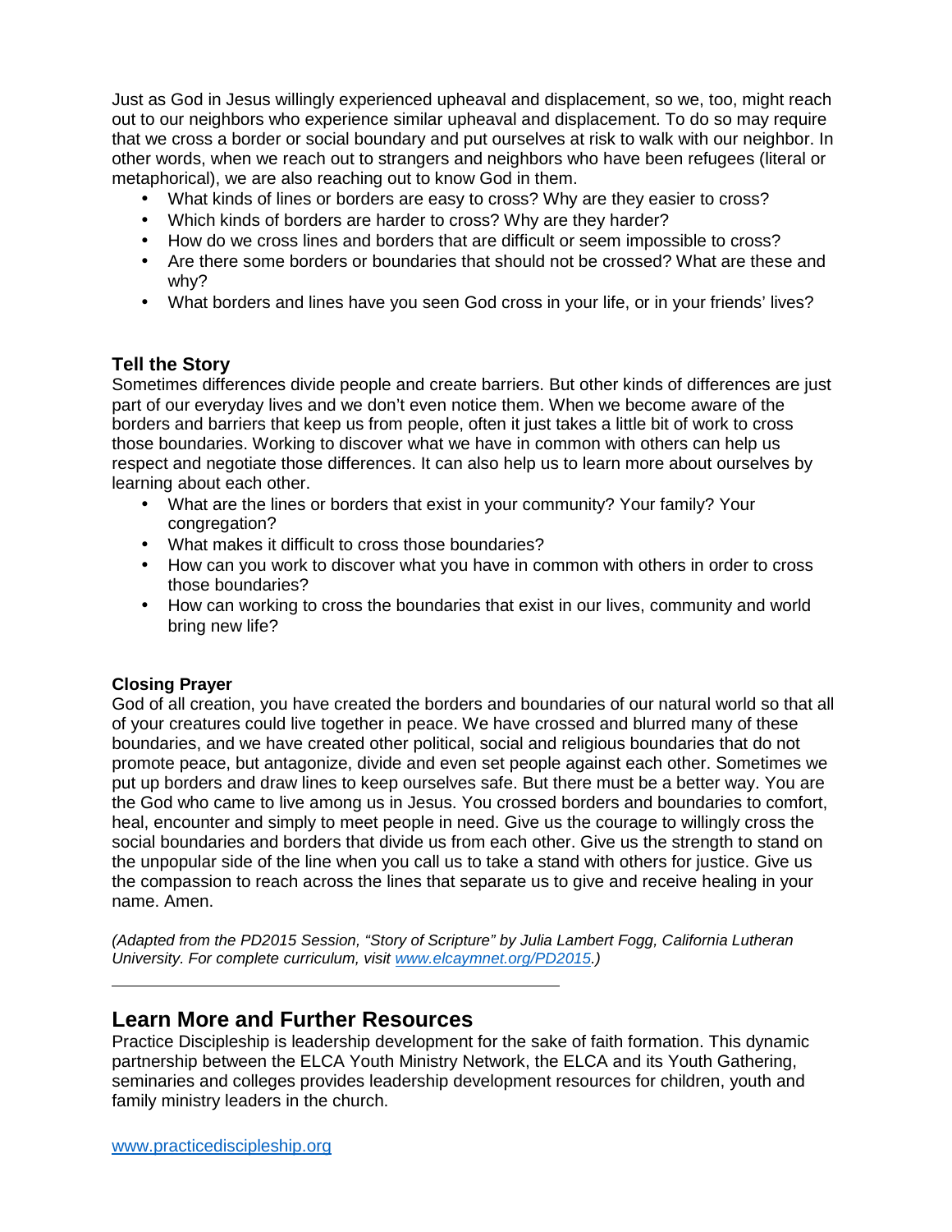Just as God in Jesus willingly experienced upheaval and displacement, so we, too, might reach out to our neighbors who experience similar upheaval and displacement. To do so may require that we cross a border or social boundary and put ourselves at risk to walk with our neighbor. In other words, when we reach out to strangers and neighbors who have been refugees (literal or metaphorical), we are also reaching out to know God in them.

- What kinds of lines or borders are easy to cross? Why are they easier to cross?
- Which kinds of borders are harder to cross? Why are they harder?
- How do we cross lines and borders that are difficult or seem impossible to cross?
- Are there some borders or boundaries that should not be crossed? What are these and why?
- What borders and lines have you seen God cross in your life, or in your friends' lives?

### Tell the Story

Sometimes differences divide people and create barriers. But other kinds of differences are just part of our everyday lives and we don't even notice them. When we become aware of the borders and barriers that keep us from people, often it just takes a little bit of work to cross those boundaries. Working to discover what we have in common with others can help us respect and negotiate those differences. It can also help us to learn more about ourselves by learning about each other.

- What are the lines or borders that exist in your community? Your family? Your congregation?
- What makes it difficult to cross those boundaries?
- How can you work to discover what you have in common with others in order to cross those boundaries?
- How can working to cross the boundaries that exist in our lives, community and world bring new life?

**Closing Prayer**

God of all creation, you have created the borders and boundaries of our natural world so that all of your creatures could live together in peace. We have crossed and blurred many of these boundaries, and we have created other political, social and religious boundaries that do not promote peace, but antagonize, divide and even set people against each other. Sometimes we put up borders and draw lines to keep ourselves safe. But there must be a better way. You are the God who came to live among us in Jesus. You crossed borders and boundaries to comfort, heal, encounter and simply to meet people in need. Give us the courage to willingly cross the social boundaries and borders that divide us from each other. Give us the strength to stand on the unpopular side of the line when you call us to take a stand with others for justice. Give us the compassion to reach across the lines that separate us to give and receive healing in your name. Amen.

*(Adapted from the PD2015 Session, "Story of Scripture" by Julia Lambert Fogg, California Lutheran University. For complete curriculum, visit [www.elcaymnet.org/PD2015](www.elcaymnet.org/PD2015).)*

---

## Learn More and Further Resources

Practice Discipleship is leadership development for the sake of faith formation. This dynamic partnership between the ELCA Youth Ministry Network, the ELCA and its Youth Gathering, seminaries and colleges provides leadership development resources for children, youth and family ministry leaders in the church.

[www.practicediscipleship.org](www.practicediscipleship.org)